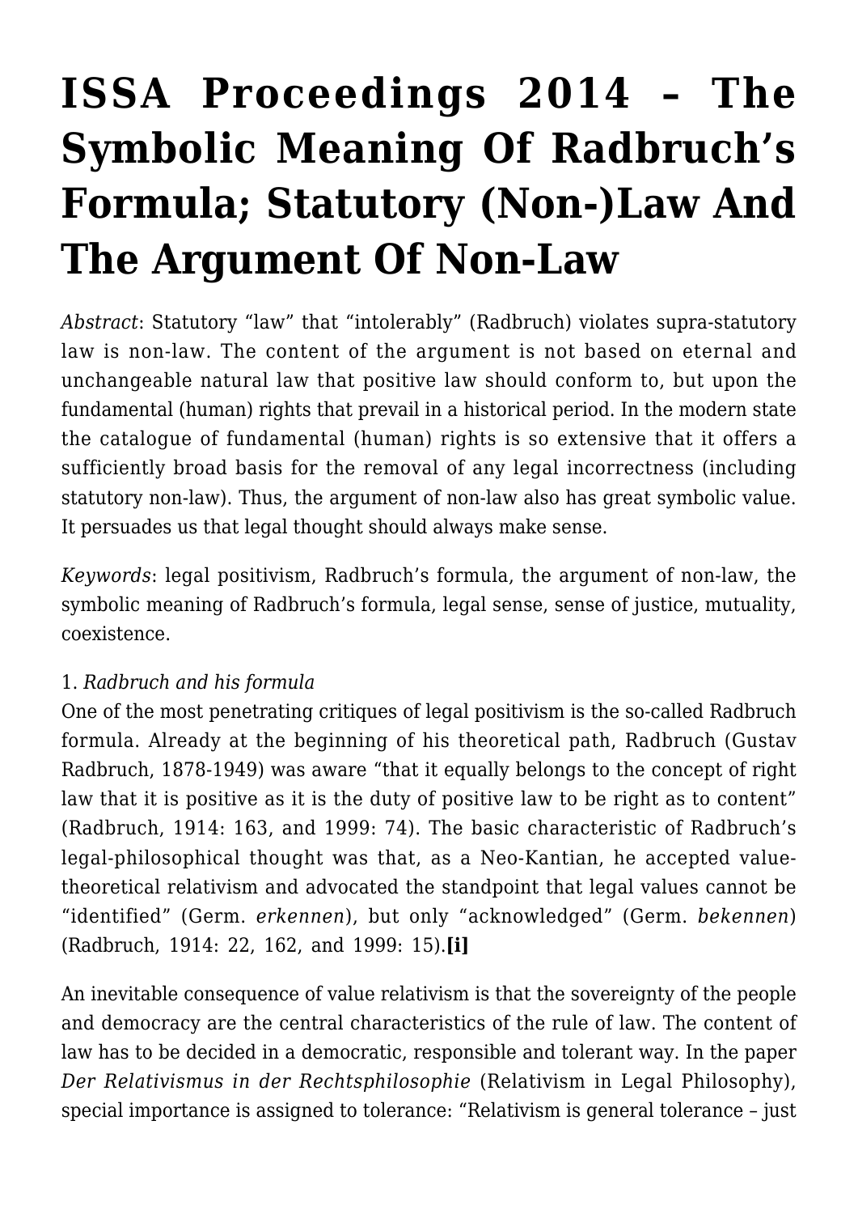# ISSA Proceedings 2014 – The Symbolic Meaning Of Radbruch's Formula; Statutory (Non-)Law And The Argument Of Non-Law

*Abstract*: Statutory "law" that "intolerably" (Radbruch) violates supra-statutory law is non-law. The content of the argument is not based on eternal and unchangeable natural law that positive law should conform to, but upon the fundamental (human) rights that prevail in a historical period. In the modern state the catalogue of fundamental (human) rights is so extensive that it offers a sufficiently broad basis for the removal of any legal incorrectness (including statutory non-law). Thus, the argument of non-law also has great symbolic value. It persuades us that legal thought should always make sense.

*Keywords*: legal positivism, Radbruch's formula, the argument of non-law, the symbolic meaning of Radbruch's formula, legal sense, sense of justice, mutuality, coexistence.

1. *Radbruch and his formula*

One of the most penetrating critiques of legal positivism is the so-called Radbruch formula. Already at the beginning of his theoretical path, Radbruch (Gustav Radbruch, 1878-1949) was aware "that it equally belongs to the concept of right law that it is positive as it is the duty of positive law to be right as to content" (Radbruch, 1914: 163, and 1999: 74). The basic characteristic of Radbruch's legal-philosophical thought was that, as a Neo-Kantian, he accepted value-theoretical relativism and advocated the standpoint that legal values cannot be "identified" (Germ. *erkennen*), but only "acknowledged" (Germ. *bekennen*) (Radbruch, 1914: 22, 162, and 1999: 15).**[i]**

An inevitable consequence of value relativism is that the sovereignty of the people and democracy are the central characteristics of the rule of law. The content of law has to be decided in a democratic, responsible and tolerant way. In the paper *Der Relativismus in der Rechtsphilosophie* (Relativism in Legal Philosophy), special importance is assigned to tolerance: "Relativism is general tolerance – just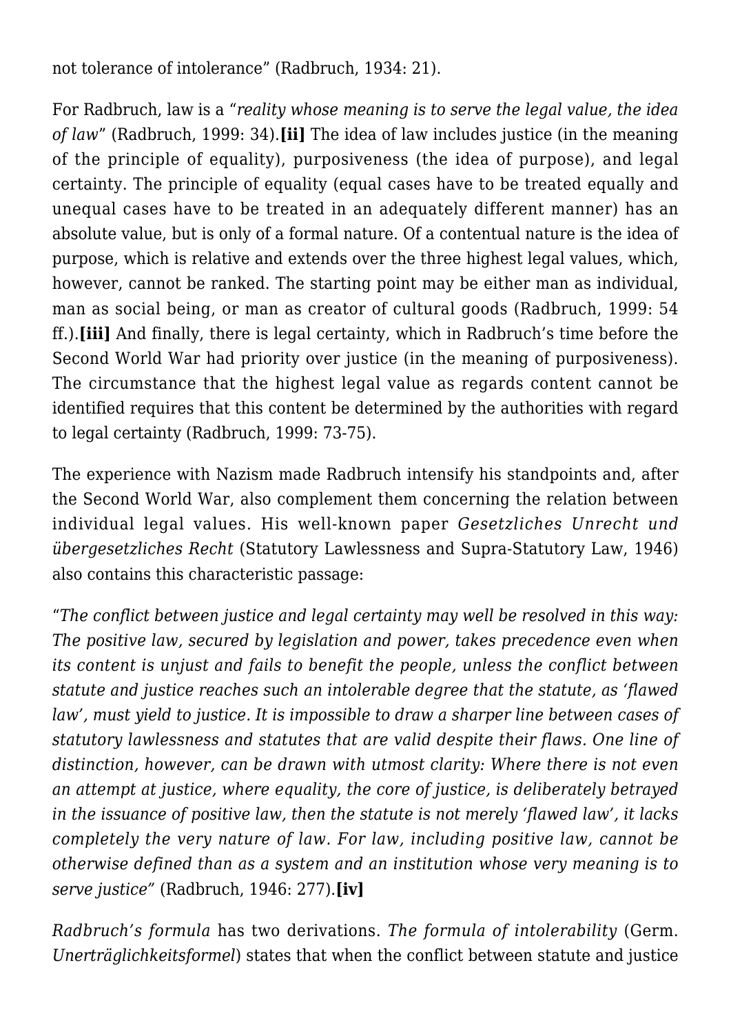not tolerance of intolerance" (Radbruch, 1934: 21).

For Radbruch, law is a "*reality whose meaning is to serve the legal value, the idea of law*" (Radbruch, 1999: 34).**[ii]** The idea of law includes justice (in the meaning of the principle of equality), purposiveness (the idea of purpose), and legal certainty. The principle of equality (equal cases have to be treated equally and unequal cases have to be treated in an adequately different manner) has an absolute value, but is only of a formal nature. Of a contentual nature is the idea of purpose, which is relative and extends over the three highest legal values, which, however, cannot be ranked. The starting point may be either man as individual, man as social being, or man as creator of cultural goods (Radbruch, 1999: 54 ff.).**[iii]** And finally, there is legal certainty, which in Radbruch's time before the Second World War had priority over justice (in the meaning of purposiveness). The circumstance that the highest legal value as regards content cannot be identified requires that this content be determined by the authorities with regard to legal certainty (Radbruch, 1999: 73-75).

The experience with Nazism made Radbruch intensify his standpoints and, after the Second World War, also complement them concerning the relation between individual legal values. His well-known paper *Gesetzliches Unrecht und übergesetzliches Recht* (Statutory Lawlessness and Supra-Statutory Law, 1946) also contains this characteristic passage:

"*The conflict between justice and legal certainty may well be resolved in this way: The positive law, secured by legislation and power, takes precedence even when its content is unjust and fails to benefit the people, unless the conflict between statute and justice reaches such an intolerable degree that the statute, as 'flawed law', must yield to justice. It is impossible to draw a sharper line between cases of statutory lawlessness and statutes that are valid despite their flaws. One line of distinction, however, can be drawn with utmost clarity: Where there is not even an attempt at justice, where equality, the core of justice, is deliberately betrayed in the issuance of positive law, then the statute is not merely 'flawed law', it lacks completely the very nature of law. For law, including positive law, cannot be otherwise defined than as a system and an institution whose very meaning is to serve justice*" (Radbruch, 1946: 277).**[iv]**

*Radbruch's formula* has two derivations. *The formula of intolerability* (Germ. *Unerträglichkeitsformel*) states that when the conflict between statute and justice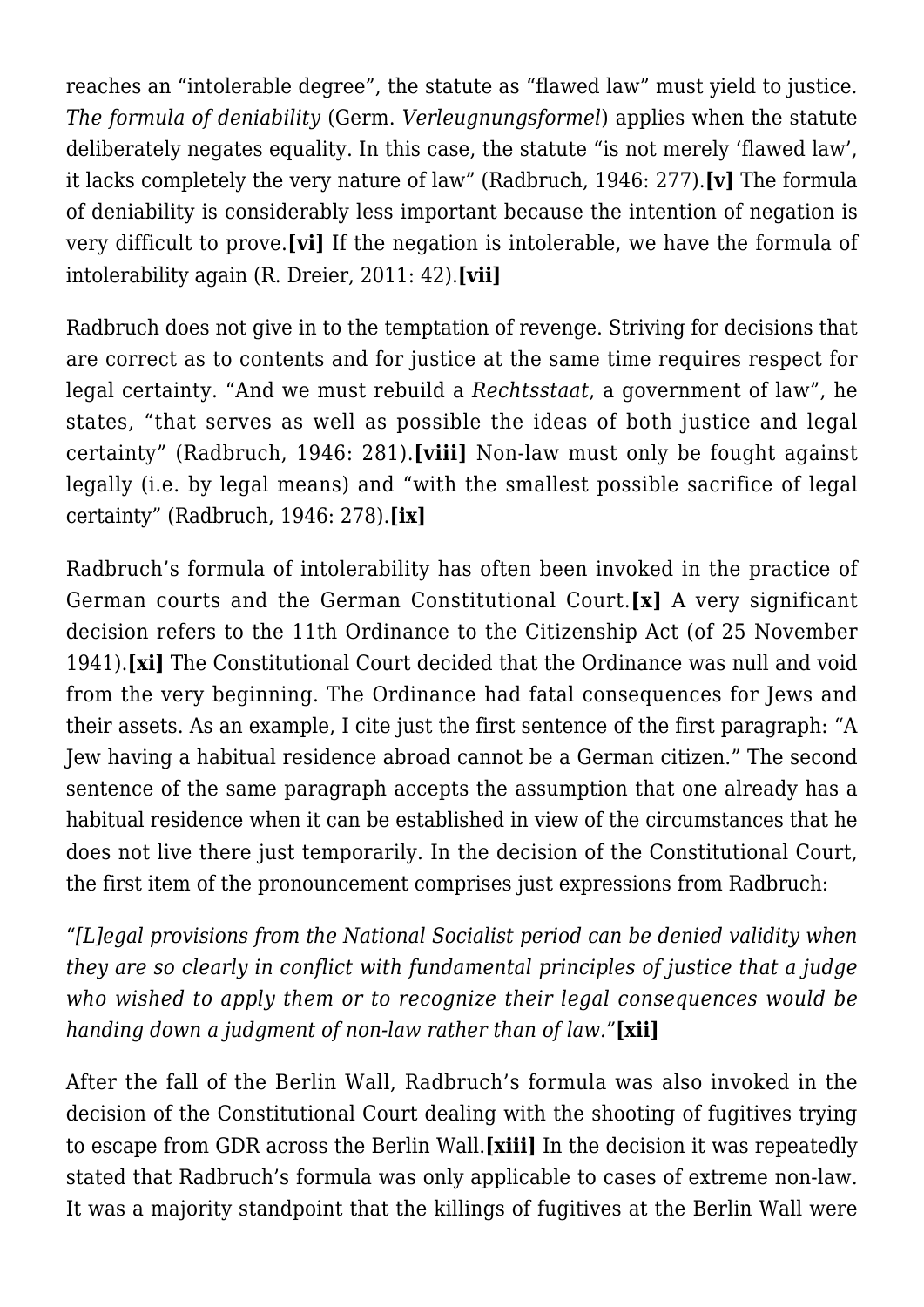reaches an “intolerable degree”, the statute as “flawed law” must yield to justice. *The formula of deniability* (Germ. *Verleugnungsformel*) applies when the statute deliberately negates equality. In this case, the statute “is not merely ‘flawed law’, it lacks completely the very nature of law” (Radbruch, 1946: 277).**[v]** The formula of deniability is considerably less important because the intention of negation is very difficult to prove.**[vi]** If the negation is intolerable, we have the formula of intolerability again (R. Dreier, 2011: 42).**[vii]**

Radbruch does not give in to the temptation of revenge. Striving for decisions that are correct as to contents and for justice at the same time requires respect for legal certainty. “And we must rebuild a *Rechtsstaat*, a government of law”, he states, “that serves as well as possible the ideas of both justice and legal certainty” (Radbruch, 1946: 281).**[viii]** Non-law must only be fought against legally (i.e. by legal means) and “with the smallest possible sacrifice of legal certainty” (Radbruch, 1946: 278).**[ix]**

Radbruch’s formula of intolerability has often been invoked in the practice of German courts and the German Constitutional Court.**[x]** A very significant decision refers to the 11th Ordinance to the Citizenship Act (of 25 November 1941).**[xi]** The Constitutional Court decided that the Ordinance was null and void from the very beginning. The Ordinance had fatal consequences for Jews and their assets. As an example, I cite just the first sentence of the first paragraph: “A Jew having a habitual residence abroad cannot be a German citizen.” The second sentence of the same paragraph accepts the assumption that one already has a habitual residence when it can be established in view of the circumstances that he does not live there just temporarily. In the decision of the Constitutional Court, the first item of the pronouncement comprises just expressions from Radbruch:

“*[L]egal provisions from the National Socialist period can be denied validity when they are so clearly in conflict with fundamental principles of justice that a judge who wished to apply them or to recognize their legal consequences would be handing down a judgment of non-law rather than of law.*”**[xii]**

After the fall of the Berlin Wall, Radbruch’s formula was also invoked in the decision of the Constitutional Court dealing with the shooting of fugitives trying to escape from GDR across the Berlin Wall.**[xiii]** In the decision it was repeatedly stated that Radbruch’s formula was only applicable to cases of extreme non-law. It was a majority standpoint that the killings of fugitives at the Berlin Wall were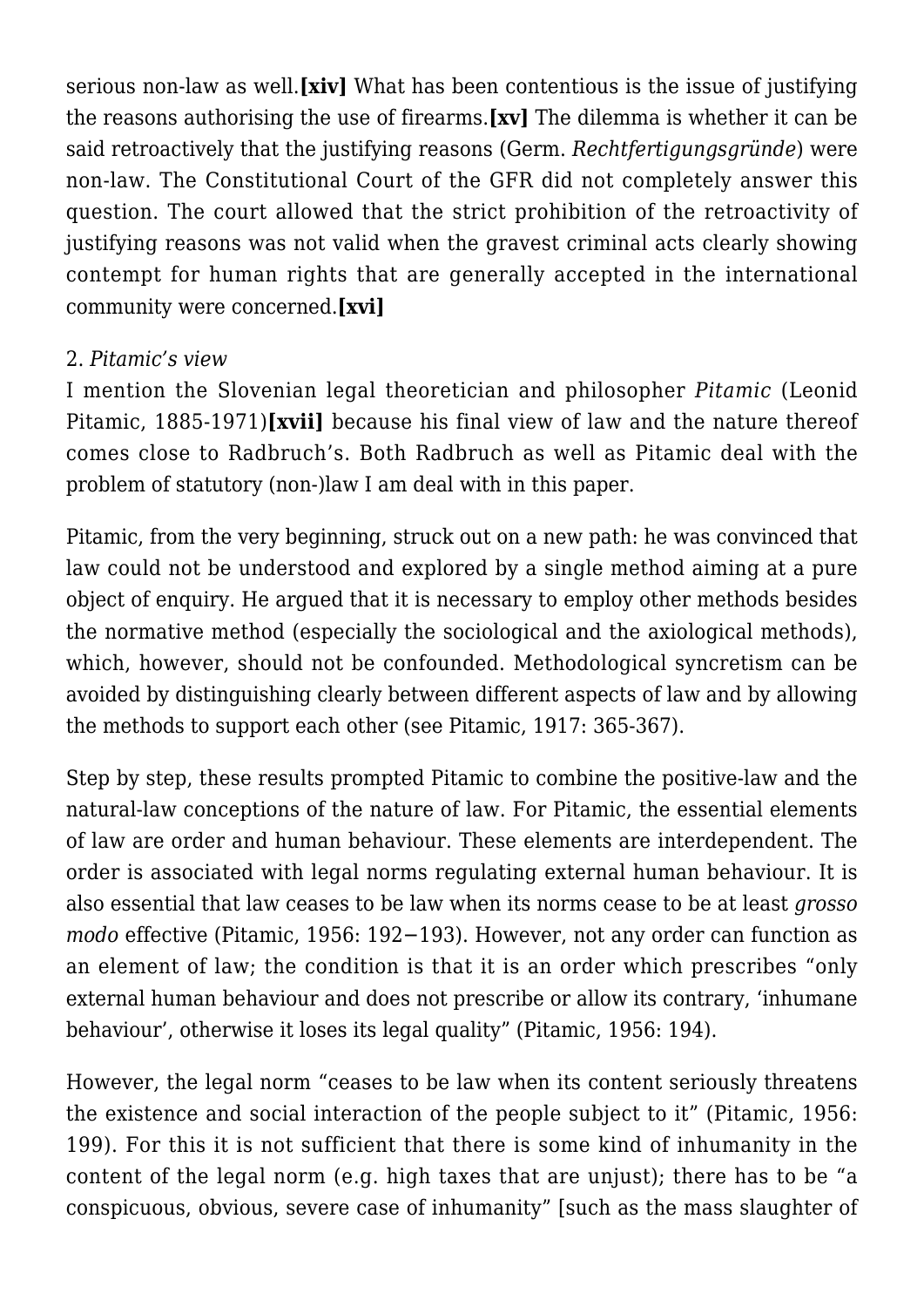serious non-law as well.**[xiv]** What has been contentious is the issue of justifying the reasons authorising the use of firearms.**[xv]** The dilemma is whether it can be said retroactively that the justifying reasons (Germ. *Rechtfertigungsgründe*) were non-law. The Constitutional Court of the GFR did not completely answer this question. The court allowed that the strict prohibition of the retroactivity of justifying reasons was not valid when the gravest criminal acts clearly showing contempt for human rights that are generally accepted in the international community were concerned.**[xvi]**

2. *Pitamic's view*

I mention the Slovenian legal theoretician and philosopher *Pitamic* (Leonid Pitamic, 1885-1971)**[xvii]** because his final view of law and the nature thereof comes close to Radbruch's. Both Radbruch as well as Pitamic deal with the problem of statutory (non-)law I am deal with in this paper.

Pitamic, from the very beginning, struck out on a new path: he was convinced that law could not be understood and explored by a single method aiming at a pure object of enquiry. He argued that it is necessary to employ other methods besides the normative method (especially the sociological and the axiological methods), which, however, should not be confounded. Methodological syncretism can be avoided by distinguishing clearly between different aspects of law and by allowing the methods to support each other (see Pitamic, 1917: 365-367).

Step by step, these results prompted Pitamic to combine the positive-law and the natural-law conceptions of the nature of law. For Pitamic, the essential elements of law are order and human behaviour. These elements are interdependent. The order is associated with legal norms regulating external human behaviour. It is also essential that law ceases to be law when its norms cease to be at least *grosso modo* effective (Pitamic, 1956: 192−193). However, not any order can function as an element of law; the condition is that it is an order which prescribes "only external human behaviour and does not prescribe or allow its contrary, 'inhumane behaviour', otherwise it loses its legal quality" (Pitamic, 1956: 194).

However, the legal norm "ceases to be law when its content seriously threatens the existence and social interaction of the people subject to it" (Pitamic, 1956: 199). For this it is not sufficient that there is some kind of inhumanity in the content of the legal norm (e.g. high taxes that are unjust); there has to be "a conspicuous, obvious, severe case of inhumanity" [such as the mass slaughter of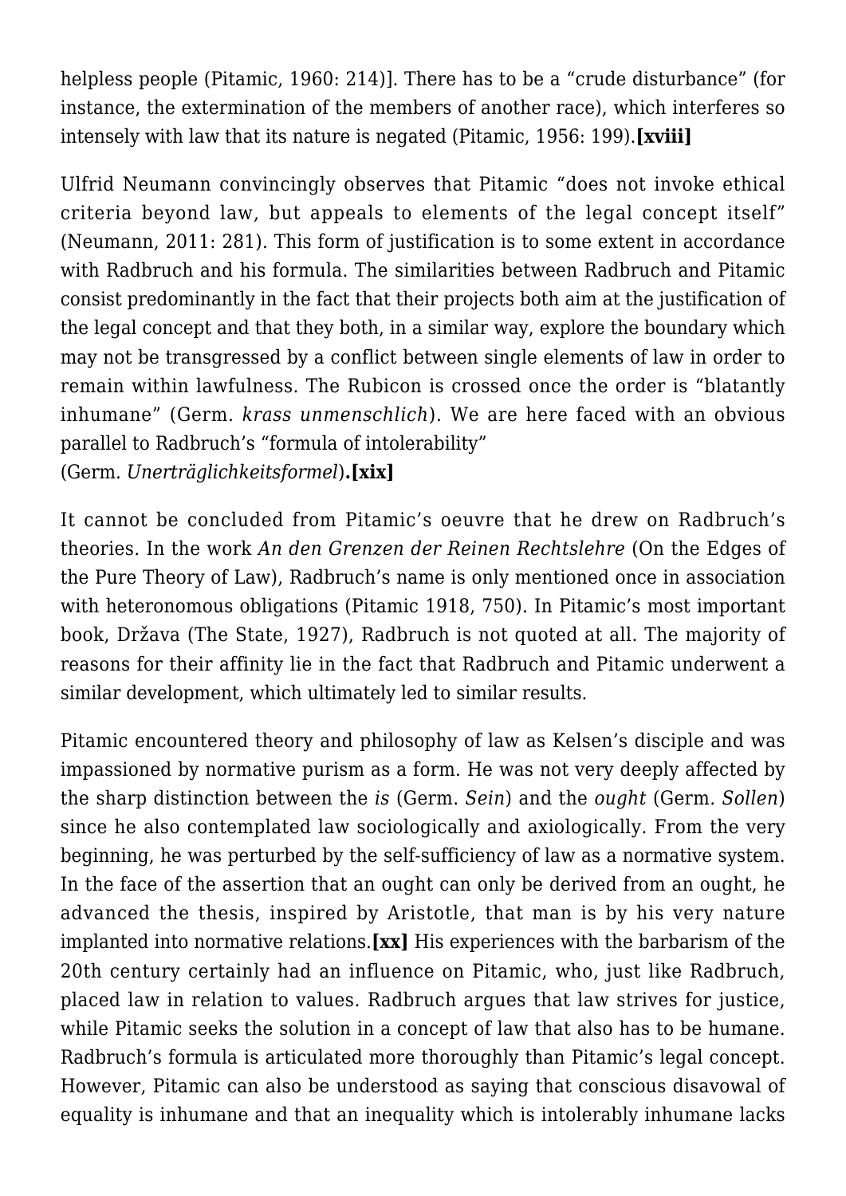helpless people (Pitamic, 1960: 214)]. There has to be a "crude disturbance" (for instance, the extermination of the members of another race), which interferes so intensely with law that its nature is negated (Pitamic, 1956: 199).**[xviii]**

Ulfrid Neumann convincingly observes that Pitamic "does not invoke ethical criteria beyond law, but appeals to elements of the legal concept itself" (Neumann, 2011: 281). This form of justification is to some extent in accordance with Radbruch and his formula. The similarities between Radbruch and Pitamic consist predominantly in the fact that their projects both aim at the justification of the legal concept and that they both, in a similar way, explore the boundary which may not be transgressed by a conflict between single elements of law in order to remain within lawfulness. The Rubicon is crossed once the order is "blatantly inhumane" (Germ. *krass unmenschlich*). We are here faced with an obvious parallel to Radbruch's "formula of intolerability" (Germ. *Unerträglichkeitsformel*)**.[xix]**

It cannot be concluded from Pitamic's oeuvre that he drew on Radbruch's theories. In the work *An den Grenzen der Reinen Rechtslehre* (On the Edges of the Pure Theory of Law), Radbruch's name is only mentioned once in association with heteronomous obligations (Pitamic 1918, 750). In Pitamic's most important book, Država (The State, 1927), Radbruch is not quoted at all. The majority of reasons for their affinity lie in the fact that Radbruch and Pitamic underwent a similar development, which ultimately led to similar results.

Pitamic encountered theory and philosophy of law as Kelsen's disciple and was impassioned by normative purism as a form. He was not very deeply affected by the sharp distinction between the *is* (Germ. *Sein*) and the *ought* (Germ. *Sollen*) since he also contemplated law sociologically and axiologically. From the very beginning, he was perturbed by the self-sufficiency of law as a normative system. In the face of the assertion that an ought can only be derived from an ought, he advanced the thesis, inspired by Aristotle, that man is by his very nature implanted into normative relations.**[xx]** His experiences with the barbarism of the 20th century certainly had an influence on Pitamic, who, just like Radbruch, placed law in relation to values. Radbruch argues that law strives for justice, while Pitamic seeks the solution in a concept of law that also has to be humane. Radbruch's formula is articulated more thoroughly than Pitamic's legal concept. However, Pitamic can also be understood as saying that conscious disavowal of equality is inhumane and that an inequality which is intolerably inhumane lacks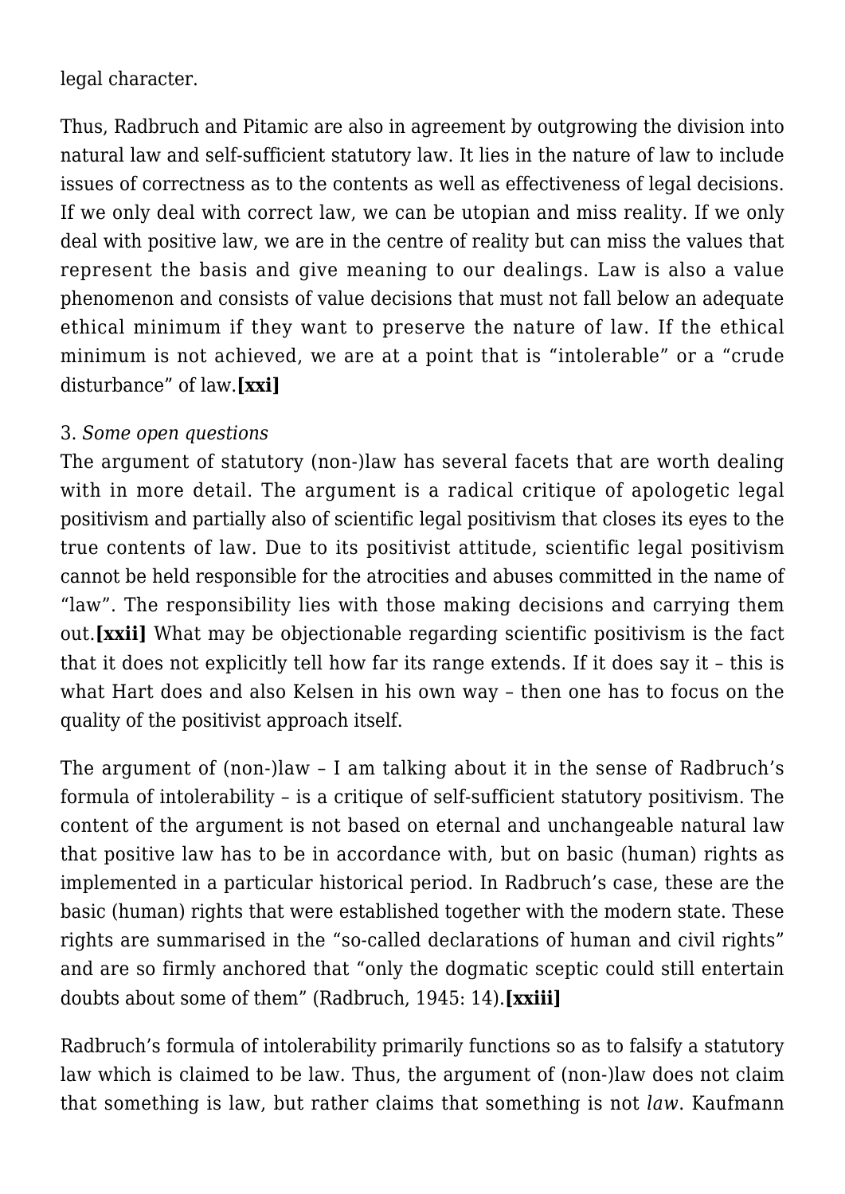legal character.

Thus, Radbruch and Pitamic are also in agreement by outgrowing the division into natural law and self-sufficient statutory law. It lies in the nature of law to include issues of correctness as to the contents as well as effectiveness of legal decisions. If we only deal with correct law, we can be utopian and miss reality. If we only deal with positive law, we are in the centre of reality but can miss the values that represent the basis and give meaning to our dealings. Law is also a value phenomenon and consists of value decisions that must not fall below an adequate ethical minimum if they want to preserve the nature of law. If the ethical minimum is not achieved, we are at a point that is "intolerable" or a "crude disturbance" of law.**[xxi]**

3. *Some open questions*

The argument of statutory (non-)law has several facets that are worth dealing with in more detail. The argument is a radical critique of apologetic legal positivism and partially also of scientific legal positivism that closes its eyes to the true contents of law. Due to its positivist attitude, scientific legal positivism cannot be held responsible for the atrocities and abuses committed in the name of "law". The responsibility lies with those making decisions and carrying them out.**[xxii]** What may be objectionable regarding scientific positivism is the fact that it does not explicitly tell how far its range extends. If it does say it – this is what Hart does and also Kelsen in his own way – then one has to focus on the quality of the positivist approach itself.

The argument of (non-)law – I am talking about it in the sense of Radbruch's formula of intolerability – is a critique of self-sufficient statutory positivism. The content of the argument is not based on eternal and unchangeable natural law that positive law has to be in accordance with, but on basic (human) rights as implemented in a particular historical period. In Radbruch's case, these are the basic (human) rights that were established together with the modern state. These rights are summarised in the "so-called declarations of human and civil rights" and are so firmly anchored that "only the dogmatic sceptic could still entertain doubts about some of them" (Radbruch, 1945: 14).**[xxiii]**

Radbruch's formula of intolerability primarily functions so as to falsify a statutory law which is claimed to be law. Thus, the argument of (non-)law does not claim that something is law, but rather claims that something is not *law*. Kaufmann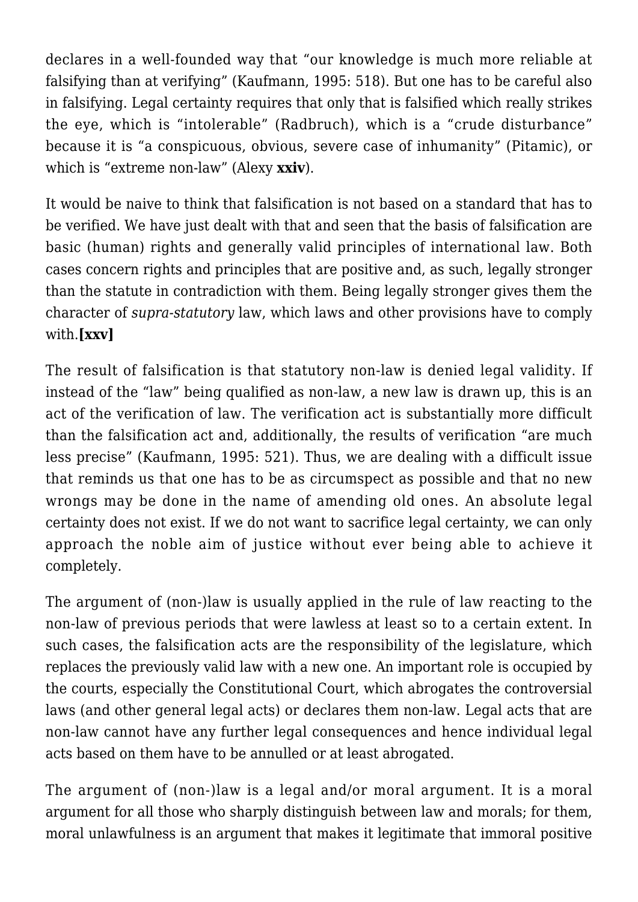declares in a well-founded way that “our knowledge is much more reliable at falsifying than at verifying” (Kaufmann, 1995: 518). But one has to be careful also in falsifying. Legal certainty requires that only that is falsified which really strikes the eye, which is “intolerable” (Radbruch), which is a “crude disturbance” because it is “a conspicuous, obvious, severe case of inhumanity” (Pitamic), or which is “extreme non-law” (Alexy **xxiv**).

It would be naive to think that falsification is not based on a standard that has to be verified. We have just dealt with that and seen that the basis of falsification are basic (human) rights and generally valid principles of international law. Both cases concern rights and principles that are positive and, as such, legally stronger than the statute in contradiction with them. Being legally stronger gives them the character of *supra-statutory* law, which laws and other provisions have to comply with.**[xxv]**

The result of falsification is that statutory non-law is denied legal validity. If instead of the “law” being qualified as non-law, a new law is drawn up, this is an act of the verification of law. The verification act is substantially more difficult than the falsification act and, additionally, the results of verification “are much less precise” (Kaufmann, 1995: 521). Thus, we are dealing with a difficult issue that reminds us that one has to be as circumspect as possible and that no new wrongs may be done in the name of amending old ones. An absolute legal certainty does not exist. If we do not want to sacrifice legal certainty, we can only approach the noble aim of justice without ever being able to achieve it completely.

The argument of (non-)law is usually applied in the rule of law reacting to the non-law of previous periods that were lawless at least so to a certain extent. In such cases, the falsification acts are the responsibility of the legislature, which replaces the previously valid law with a new one. An important role is occupied by the courts, especially the Constitutional Court, which abrogates the controversial laws (and other general legal acts) or declares them non-law. Legal acts that are non-law cannot have any further legal consequences and hence individual legal acts based on them have to be annulled or at least abrogated.

The argument of (non-)law is a legal and/or moral argument. It is a moral argument for all those who sharply distinguish between law and morals; for them, moral unlawfulness is an argument that makes it legitimate that immoral positive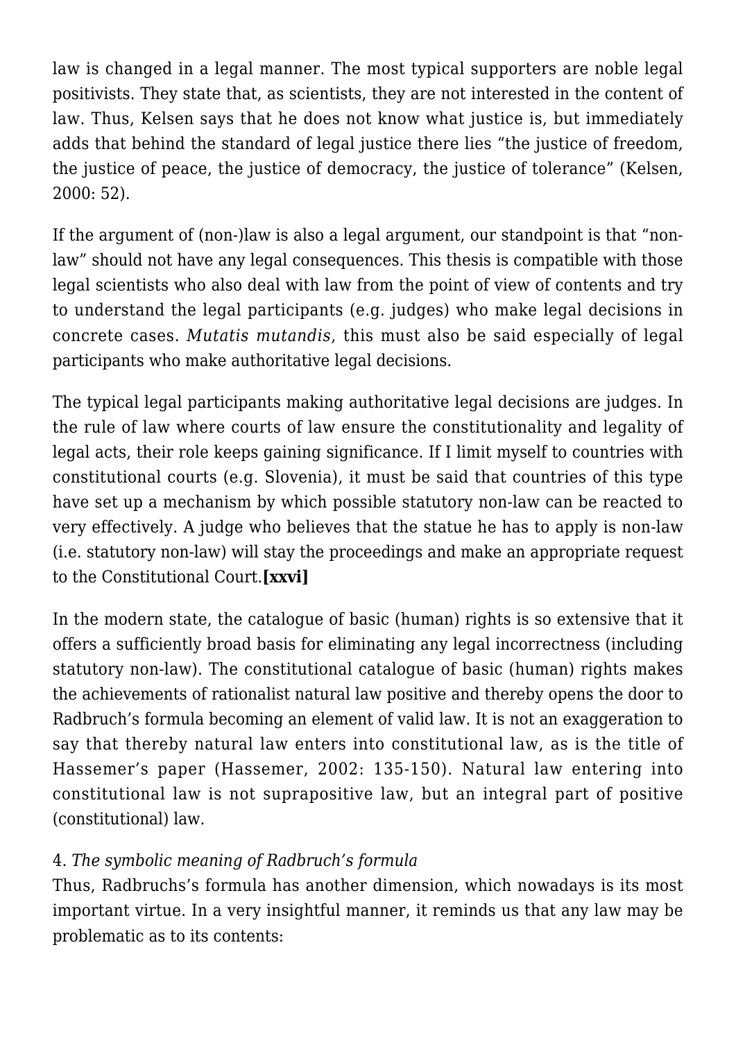law is changed in a legal manner. The most typical supporters are noble legal positivists. They state that, as scientists, they are not interested in the content of law. Thus, Kelsen says that he does not know what justice is, but immediately adds that behind the standard of legal justice there lies "the justice of freedom, the justice of peace, the justice of democracy, the justice of tolerance" (Kelsen, 2000: 52).

If the argument of (non-)law is also a legal argument, our standpoint is that "non-law" should not have any legal consequences. This thesis is compatible with those legal scientists who also deal with law from the point of view of contents and try to understand the legal participants (e.g. judges) who make legal decisions in concrete cases. *Mutatis mutandis*, this must also be said especially of legal participants who make authoritative legal decisions.

The typical legal participants making authoritative legal decisions are judges. In the rule of law where courts of law ensure the constitutionality and legality of legal acts, their role keeps gaining significance. If I limit myself to countries with constitutional courts (e.g. Slovenia), it must be said that countries of this type have set up a mechanism by which possible statutory non-law can be reacted to very effectively. A judge who believes that the statue he has to apply is non-law (i.e. statutory non-law) will stay the proceedings and make an appropriate request to the Constitutional Court.**[xxvi]**

In the modern state, the catalogue of basic (human) rights is so extensive that it offers a sufficiently broad basis for eliminating any legal incorrectness (including statutory non-law). The constitutional catalogue of basic (human) rights makes the achievements of rationalist natural law positive and thereby opens the door to Radbruch's formula becoming an element of valid law. It is not an exaggeration to say that thereby natural law enters into constitutional law, as is the title of Hassemer's paper (Hassemer, 2002: 135-150). Natural law entering into constitutional law is not suprapositive law, but an integral part of positive (constitutional) law.

4. *The symbolic meaning of Radbruch's formula*

Thus, Radbruchs's formula has another dimension, which nowadays is its most important virtue. In a very insightful manner, it reminds us that any law may be problematic as to its contents: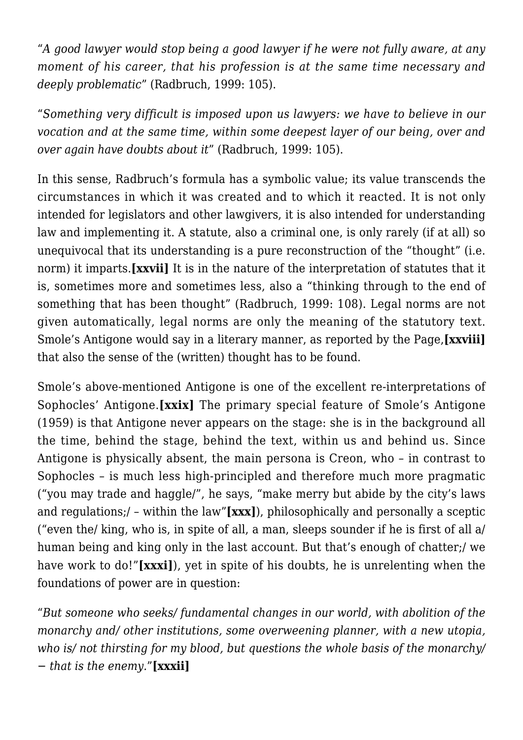"*A good lawyer would stop being a good lawyer if he were not fully aware, at any moment of his career, that his profession is at the same time necessary and deeply problematic*" (Radbruch, 1999: 105).

"*Something very difficult is imposed upon us lawyers: we have to believe in our vocation and at the same time, within some deepest layer of our being, over and over again have doubts about it*" (Radbruch, 1999: 105).

In this sense, Radbruch's formula has a symbolic value; its value transcends the circumstances in which it was created and to which it reacted. It is not only intended for legislators and other lawgivers, it is also intended for understanding law and implementing it. A statute, also a criminal one, is only rarely (if at all) so unequivocal that its understanding is a pure reconstruction of the "thought" (i.e. norm) it imparts.**[xxvii]** It is in the nature of the interpretation of statutes that it is, sometimes more and sometimes less, also a "thinking through to the end of something that has been thought" (Radbruch, 1999: 108). Legal norms are not given automatically, legal norms are only the meaning of the statutory text. Smole's Antigone would say in a literary manner, as reported by the Page,**[xxviii]** that also the sense of the (written) thought has to be found.

Smole's above-mentioned Antigone is one of the excellent re-interpretations of Sophocles' Antigone.**[xxix]** The primary special feature of Smole's Antigone (1959) is that Antigone never appears on the stage: she is in the background all the time, behind the stage, behind the text, within us and behind us. Since Antigone is physically absent, the main persona is Creon, who – in contrast to Sophocles – is much less high-principled and therefore much more pragmatic ("you may trade and haggle/", he says, "make merry but abide by the city's laws and regulations;/ – within the law"**[xxx]**), philosophically and personally a sceptic ("even the/ king, who is, in spite of all, a man, sleeps sounder if he is first of all a/ human being and king only in the last account. But that's enough of chatter;/ we have work to do!"**[xxxi]**), yet in spite of his doubts, he is unrelenting when the foundations of power are in question:

"*But someone who seeks/ fundamental changes in our world, with abolition of the monarchy and/ other institutions, some overweening planner, with a new utopia, who is/ not thirsting for my blood, but questions the whole basis of the monarchy/ − that is the enemy.*"**[xxxii]**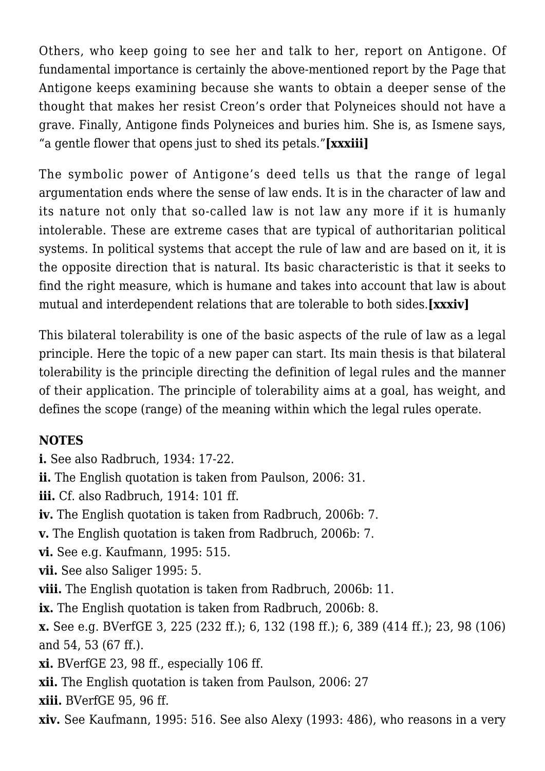Others, who keep going to see her and talk to her, report on Antigone. Of fundamental importance is certainly the above-mentioned report by the Page that Antigone keeps examining because she wants to obtain a deeper sense of the thought that makes her resist Creon's order that Polyneices should not have a grave. Finally, Antigone finds Polyneices and buries him. She is, as Ismene says, "a gentle flower that opens just to shed its petals."**[xxxiii]**

The symbolic power of Antigone's deed tells us that the range of legal argumentation ends where the sense of law ends. It is in the character of law and its nature not only that so-called law is not law any more if it is humanly intolerable. These are extreme cases that are typical of authoritarian political systems. In political systems that accept the rule of law and are based on it, it is the opposite direction that is natural. Its basic characteristic is that it seeks to find the right measure, which is humane and takes into account that law is about mutual and interdependent relations that are tolerable to both sides.**[xxxiv]**

This bilateral tolerability is one of the basic aspects of the rule of law as a legal principle. Here the topic of a new paper can start. Its main thesis is that bilateral tolerability is the principle directing the definition of legal rules and the manner of their application. The principle of tolerability aims at a goal, has weight, and defines the scope (range) of the meaning within which the legal rules operate.

**NOTES**

**i.** See also Radbruch, 1934: 17-22.
**ii.** The English quotation is taken from Paulson, 2006: 31.
**iii.** Cf. also Radbruch, 1914: 101 ff.
**iv.** The English quotation is taken from Radbruch, 2006b: 7.
**v.** The English quotation is taken from Radbruch, 2006b: 7.
**vi.** See e.g. Kaufmann, 1995: 515.
**vii.** See also Saliger 1995: 5.
**viii.** The English quotation is taken from Radbruch, 2006b: 11.
**ix.** The English quotation is taken from Radbruch, 2006b: 8.
**x.** See e.g. BVerfGE 3, 225 (232 ff.); 6, 132 (198 ff.); 6, 389 (414 ff.); 23, 98 (106) and 54, 53 (67 ff.).
**xi.** BVerfGE 23, 98 ff., especially 106 ff.
**xii.** The English quotation is taken from Paulson, 2006: 27
**xiii.** BVerfGE 95, 96 ff.
**xiv.** See Kaufmann, 1995: 516. See also Alexy (1993: 486), who reasons in a very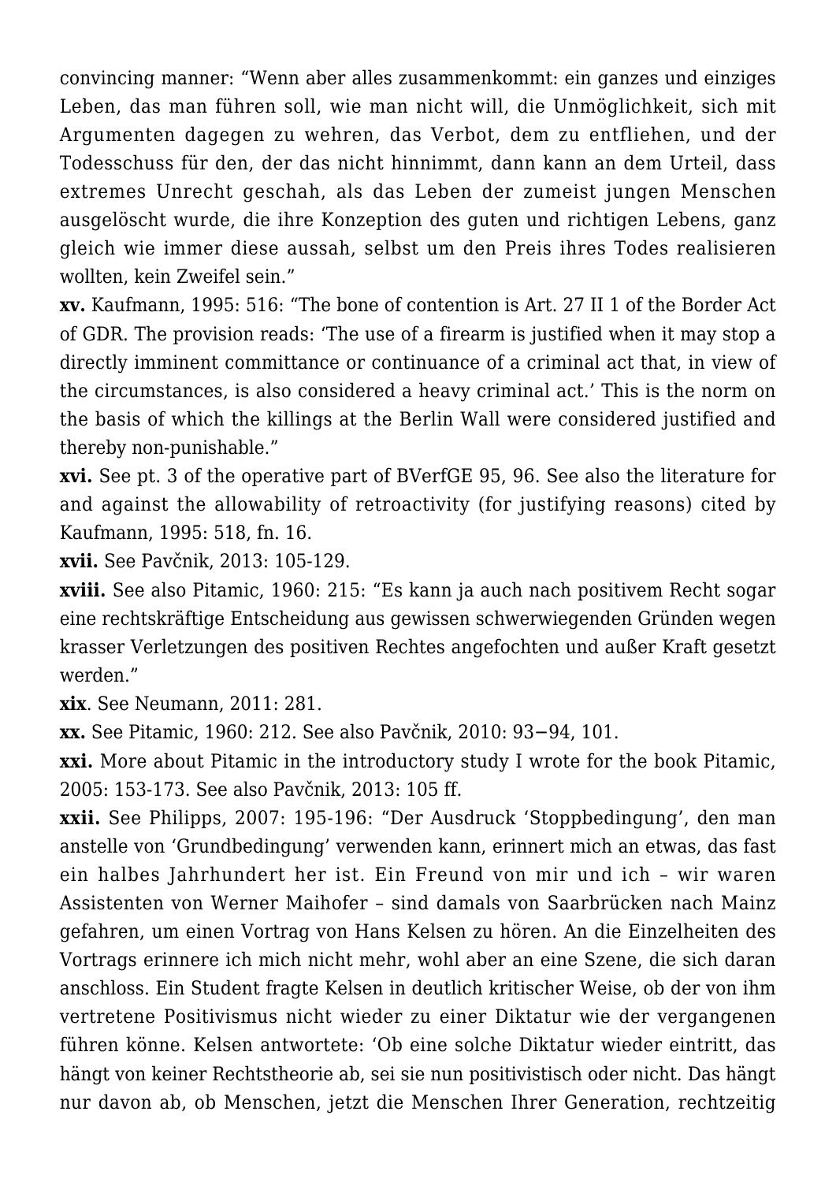convincing manner: “Wenn aber alles zusammenkommt: ein ganzes und einziges Leben, das man führen soll, wie man nicht will, die Unmöglichkeit, sich mit Argumenten dagegen zu wehren, das Verbot, dem zu entfliehen, und der Todesschuss für den, der das nicht hinnimmt, dann kann an dem Urteil, dass extremes Unrecht geschah, als das Leben der zumeist jungen Menschen ausgelöscht wurde, die ihre Konzeption des guten und richtigen Lebens, ganz gleich wie immer diese aussah, selbst um den Preis ihres Todes realisieren wollten, kein Zweifel sein.”

**xv.** Kaufmann, 1995: 516: “The bone of contention is Art. 27 II 1 of the Border Act of GDR. The provision reads: ‘The use of a firearm is justified when it may stop a directly imminent committance or continuance of a criminal act that, in view of the circumstances, is also considered a heavy criminal act.’ This is the norm on the basis of which the killings at the Berlin Wall were considered justified and thereby non-punishable.”

**xvi.** See pt. 3 of the operative part of BVerfGE 95, 96. See also the literature for and against the allowability of retroactivity (for justifying reasons) cited by Kaufmann, 1995: 518, fn. 16.

**xvii.** See Pavčnik, 2013: 105-129.

**xviii.** See also Pitamic, 1960: 215: “Es kann ja auch nach positivem Recht sogar eine rechtskräftige Entscheidung aus gewissen schwerwiegenden Gründen wegen krasser Verletzungen des positiven Rechtes angefochten und außer Kraft gesetzt werden.”

**xix**. See Neumann, 2011: 281.

**xx.** See Pitamic, 1960: 212. See also Pavčnik, 2010: 93−94, 101.

**xxi.** More about Pitamic in the introductory study I wrote for the book Pitamic, 2005: 153-173. See also Pavčnik, 2013: 105 ff.

**xxii.** See Philipps, 2007: 195-196: “Der Ausdruck ‘Stoppbedingung’, den man anstelle von ‘Grundbedingung’ verwenden kann, erinnert mich an etwas, das fast ein halbes Jahrhundert her ist. Ein Freund von mir und ich – wir waren Assistenten von Werner Maihofer – sind damals von Saarbrücken nach Mainz gefahren, um einen Vortrag von Hans Kelsen zu hören. An die Einzelheiten des Vortrags erinnere ich mich nicht mehr, wohl aber an eine Szene, die sich daran anschloss. Ein Student fragte Kelsen in deutlich kritischer Weise, ob der von ihm vertretene Positivismus nicht wieder zu einer Diktatur wie der vergangenen führen könne. Kelsen antwortete: ‘Ob eine solche Diktatur wieder eintritt, das hängt von keiner Rechtstheorie ab, sei sie nun positivistisch oder nicht. Das hängt nur davon ab, ob Menschen, jetzt die Menschen Ihrer Generation, rechtzeitig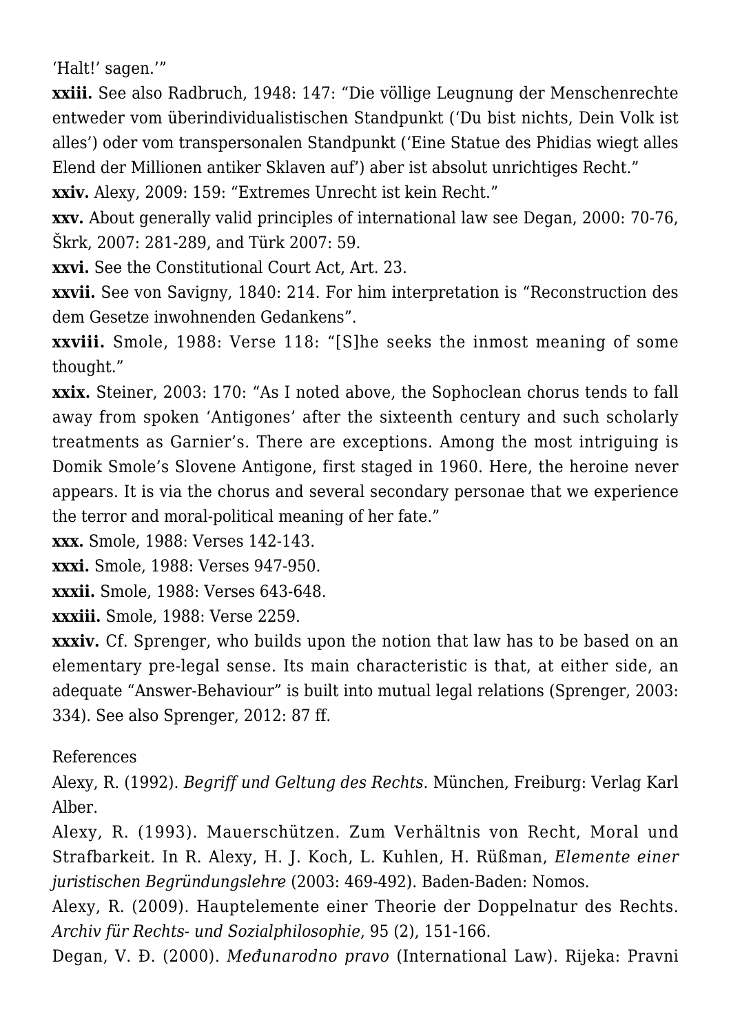'Halt!' sagen.'"

**xxiii.** See also Radbruch, 1948: 147: "Die völlige Leugnung der Menschenrechte entweder vom überindividualistischen Standpunkt ('Du bist nichts, Dein Volk ist alles') oder vom transpersonalen Standpunkt ('Eine Statue des Phidias wiegt alles Elend der Millionen antiker Sklaven auf') aber ist absolut unrichtiges Recht."

**xxiv.** Alexy, 2009: 159: "Extremes Unrecht ist kein Recht."

**xxv.** About generally valid principles of international law see Degan, 2000: 70-76, Škrk, 2007: 281-289, and Türk 2007: 59.

**xxvi.** See the Constitutional Court Act, Art. 23.

**xxvii.** See von Savigny, 1840: 214. For him interpretation is "Reconstruction des dem Gesetze inwohnenden Gedankens".

**xxviii.** Smole, 1988: Verse 118: "[S]he seeks the inmost meaning of some thought."

**xxix.** Steiner, 2003: 170: "As I noted above, the Sophoclean chorus tends to fall away from spoken 'Antigones' after the sixteenth century and such scholarly treatments as Garnier's. There are exceptions. Among the most intriguing is Domik Smole's Slovene Antigone, first staged in 1960. Here, the heroine never appears. It is via the chorus and several secondary personae that we experience the terror and moral-political meaning of her fate."

**xxx.** Smole, 1988: Verses 142-143.

**xxxi.** Smole, 1988: Verses 947-950.

**xxxii.** Smole, 1988: Verses 643-648.

**xxxiii.** Smole, 1988: Verse 2259.

**xxxiv.** Cf. Sprenger, who builds upon the notion that law has to be based on an elementary pre-legal sense. Its main characteristic is that, at either side, an adequate "Answer-Behaviour" is built into mutual legal relations (Sprenger, 2003: 334). See also Sprenger, 2012: 87 ff.

References

Alexy, R. (1992). *Begriff und Geltung des Rechts.* München, Freiburg: Verlag Karl Alber.

Alexy, R. (1993). Mauerschützen. Zum Verhältnis von Recht, Moral und Strafbarkeit. In R. Alexy, H. J. Koch, L. Kuhlen, H. Rüßman, *Elemente einer juristischen Begründungslehre* (2003: 469-492). Baden-Baden: Nomos.

Alexy, R. (2009). Hauptelemente einer Theorie der Doppelnatur des Rechts. *Archiv für Rechts- und Sozialphilosophie*, 95 (2), 151-166.

Degan, V. Đ. (2000). *Međunarodno pravo* (International Law). Rijeka: Pravni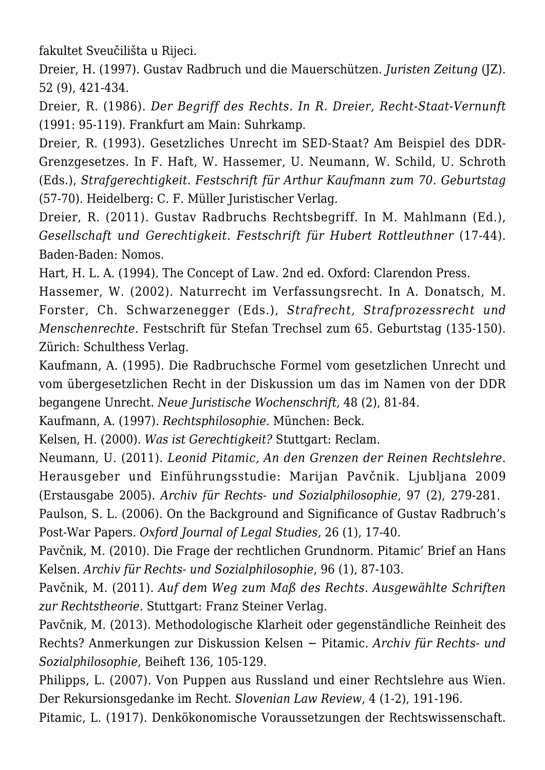fakultet Sveučilišta u Rijeci.

Dreier, H. (1997). Gustav Radbruch und die Mauerschützen. *Juristen Zeitung* (JZ). 52 (9), 421-434.

Dreier, R. (1986). *Der Begriff des Rechts. In R. Dreier, Recht-Staat-Vernunft* (1991: 95-119). Frankfurt am Main: Suhrkamp.

Dreier, R. (1993). Gesetzliches Unrecht im SED-Staat? Am Beispiel des DDR-Grenzgesetzes. In F. Haft, W. Hassemer, U. Neumann, W. Schild, U. Schroth (Eds.), *Strafgerechtigkeit. Festschrift für Arthur Kaufmann zum 70. Geburtstag* (57-70). Heidelberg: C. F. Müller Juristischer Verlag.

Dreier, R. (2011). Gustav Radbruchs Rechtsbegriff. In M. Mahlmann (Ed.), *Gesellschaft und Gerechtigkeit. Festschrift für Hubert Rottleuthner* (17-44). Baden-Baden: Nomos.

Hart, H. L. A. (1994). The Concept of Law. 2nd ed. Oxford: Clarendon Press.

Hassemer, W. (2002). Naturrecht im Verfassungsrecht. In A. Donatsch, M. Forster, Ch. Schwarzenegger (Eds.), *Strafrecht, Strafprozessrecht und Menschenrechte.* Festschrift für Stefan Trechsel zum 65. Geburtstag (135-150). Zürich: Schulthess Verlag.

Kaufmann, A. (1995). Die Radbruchsche Formel vom gesetzlichen Unrecht und vom übergesetzlichen Recht in der Diskussion um das im Namen von der DDR begangene Unrecht. *Neue Juristische Wochenschrift,* 48 (2), 81-84.

Kaufmann, A. (1997). *Rechtsphilosophie*. München: Beck.

Kelsen, H. (2000). *Was ist Gerechtigkeit?* Stuttgart: Reclam.

Neumann, U. (2011). *Leonid Pitamic, An den Grenzen der Reinen Rechtslehre*. Herausgeber und Einführungsstudie: Marijan Pavčnik. Ljubljana 2009 (Erstausgabe 2005). *Archiv für Rechts- und Sozialphilosophie*, 97 (2), 279-281.

Paulson, S. L. (2006). On the Background and Significance of Gustav Radbruch's Post-War Papers. *Oxford Journal of Legal Studies,* 26 (1), 17-40.

Pavčnik, M. (2010). Die Frage der rechtlichen Grundnorm. Pitamic' Brief an Hans Kelsen. *Archiv für Rechts- und Sozialphilosophie*, 96 (1), 87-103.

Pavčnik, M. (2011). *Auf dem Weg zum Maß des Rechts. Ausgewählte Schriften zur Rechtstheorie.* Stuttgart: Franz Steiner Verlag.

Pavčnik, M. (2013). Methodologische Klarheit oder gegenständliche Reinheit des Rechts? Anmerkungen zur Diskussion Kelsen − Pitamic. *Archiv für Rechts- und Sozialphilosophie*, Beiheft 136, 105-129.

Philipps, L. (2007). Von Puppen aus Russland und einer Rechtslehre aus Wien. Der Rekursionsgedanke im Recht. *Slovenian Law Review*, 4 (1-2), 191-196.

Pitamic, L. (1917). Denkökonomische Voraussetzungen der Rechtswissenschaft.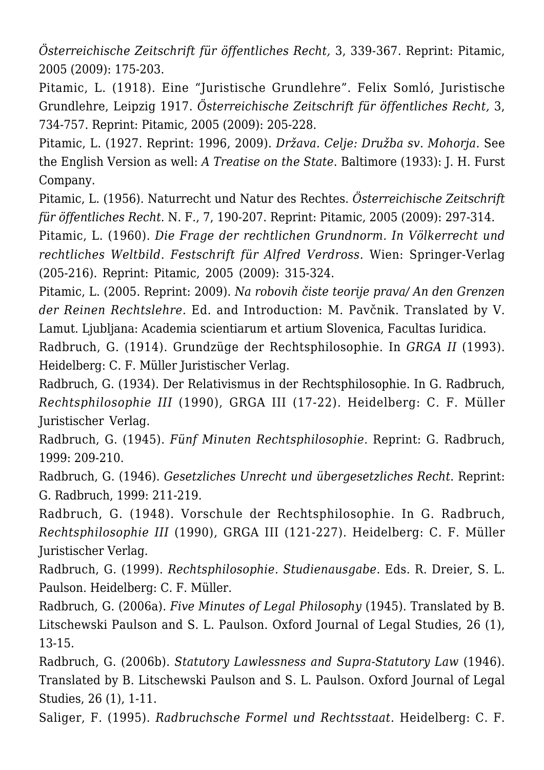*Österreichische Zeitschrift für öffentliches Recht,* 3, 339-367. Reprint: Pitamic, 2005 (2009): 175-203.

Pitamic, L. (1918). Eine "Juristische Grundlehre". Felix Somló, Juristische Grundlehre, Leipzig 1917. *Österreichische Zeitschrift für öffentliches Recht,* 3, 734-757. Reprint: Pitamic, 2005 (2009): 205-228.

Pitamic, L. (1927. Reprint: 1996, 2009). *Država. Celje: Družba sv. Mohorja.* See the English Version as well: *A Treatise on the State*. Baltimore (1933): J. H. Furst Company.

Pitamic, L. (1956). Naturrecht und Natur des Rechtes. *Österreichische Zeitschrift für öffentliches Recht.* N. F., 7, 190-207. Reprint: Pitamic, 2005 (2009): 297-314.

Pitamic, L. (1960). *Die Frage der rechtlichen Grundnorm. In Völkerrecht und rechtliches Weltbild. Festschrift für Alfred Verdross.* Wien: Springer-Verlag (205-216). Reprint: Pitamic, 2005 (2009): 315-324.

Pitamic, L. (2005. Reprint: 2009). *Na robovih čiste teorije prava/ An den Grenzen der Reinen Rechtslehre.* Ed. and Introduction: M. Pavčnik. Translated by V. Lamut. Ljubljana: Academia scientiarum et artium Slovenica, Facultas Iuridica.

Radbruch, G. (1914). Grundzüge der Rechtsphilosophie. In *GRGA II* (1993). Heidelberg: C. F. Müller Juristischer Verlag.

Radbruch, G. (1934). Der Relativismus in der Rechtsphilosophie. In G. Radbruch, *Rechtsphilosophie III* (1990), GRGA III (17-22). Heidelberg: C. F. Müller Juristischer Verlag.

Radbruch, G. (1945). *Fünf Minuten Rechtsphilosophie.* Reprint: G. Radbruch, 1999: 209-210.

Radbruch, G. (1946). *Gesetzliches Unrecht und übergesetzliches Recht*. Reprint: G. Radbruch, 1999: 211-219.

Radbruch, G. (1948). Vorschule der Rechtsphilosophie. In G. Radbruch, *Rechtsphilosophie III* (1990), GRGA III (121-227). Heidelberg: C. F. Müller Juristischer Verlag.

Radbruch, G. (1999). *Rechtsphilosophie. Studienausgabe.* Eds. R. Dreier, S. L. Paulson. Heidelberg: C. F. Müller.

Radbruch, G. (2006a). *Five Minutes of Legal Philosophy* (1945). Translated by B. Litschewski Paulson and S. L. Paulson. Oxford Journal of Legal Studies, 26 (1), 13-15.

Radbruch, G. (2006b). *Statutory Lawlessness and Supra-Statutory Law* (1946). Translated by B. Litschewski Paulson and S. L. Paulson. Oxford Journal of Legal Studies, 26 (1), 1-11.

Saliger, F. (1995). *Radbruchsche Formel und Rechtsstaat.* Heidelberg: C. F.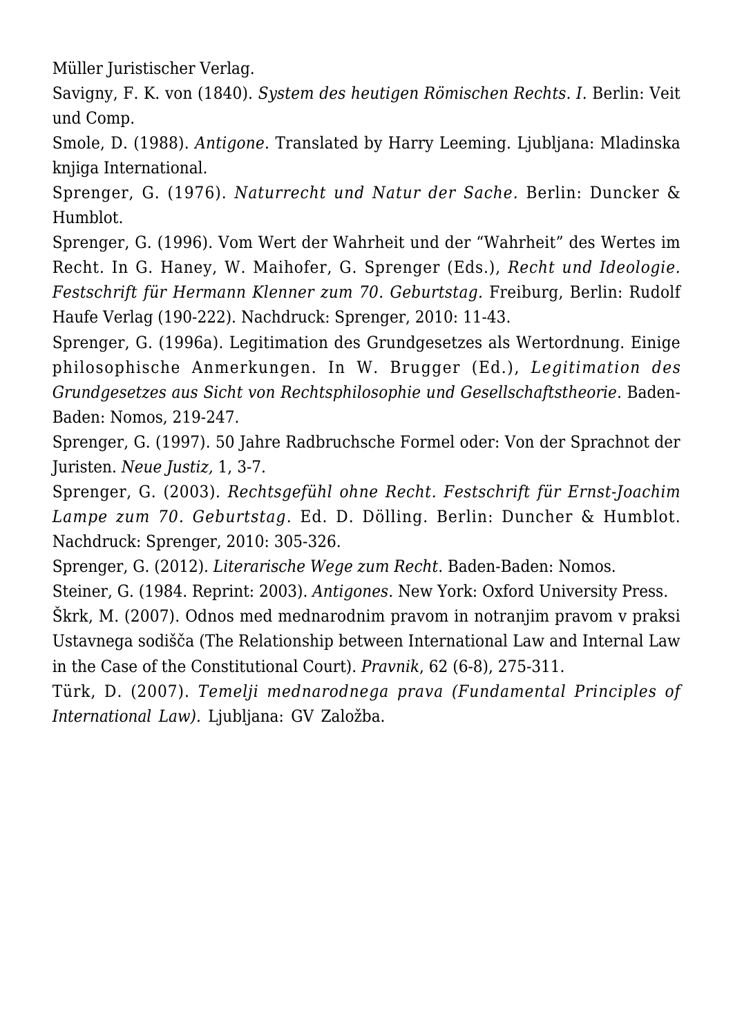Müller Juristischer Verlag.

Savigny, F. K. von (1840). *System des heutigen Römischen Rechts. I*. Berlin: Veit und Comp.

Smole, D. (1988). *Antigone.* Translated by Harry Leeming. Ljubljana: Mladinska knjiga International.

Sprenger, G. (1976). *Naturrecht und Natur der Sache.* Berlin: Duncker & Humblot.

Sprenger, G. (1996). Vom Wert der Wahrheit und der "Wahrheit" des Wertes im Recht. In G. Haney, W. Maihofer, G. Sprenger (Eds.), *Recht und Ideologie. Festschrift für Hermann Klenner zum 70. Geburtstag.* Freiburg, Berlin: Rudolf Haufe Verlag (190-222). Nachdruck: Sprenger, 2010: 11-43.

Sprenger, G. (1996a). Legitimation des Grundgesetzes als Wertordnung. Einige philosophische Anmerkungen. In W. Brugger (Ed.), *Legitimation des Grundgesetzes aus Sicht von Rechtsphilosophie und Gesellschaftstheorie.* Baden-Baden: Nomos, 219-247.

Sprenger, G. (1997). 50 Jahre Radbruchsche Formel oder: Von der Sprachnot der Juristen. *Neue Justiz,* 1, 3-7.

Sprenger, G. (2003). *Rechtsgefühl ohne Recht. Festschrift für Ernst-Joachim Lampe zum 70. Geburtstag*. Ed. D. Dölling. Berlin: Duncher & Humblot. Nachdruck: Sprenger, 2010: 305-326.

Sprenger, G. (2012). *Literarische Wege zum Recht*. Baden-Baden: Nomos.

Steiner, G. (1984. Reprint: 2003). *Antigones*. New York: Oxford University Press.

Škrk, M. (2007). Odnos med mednarodnim pravom in notranjim pravom v praksi Ustavnega sodišča (The Relationship between International Law and Internal Law in the Case of the Constitutional Court). *Pravnik*, 62 (6-8), 275-311.

Türk, D. (2007). *Temelji mednarodnega prava (Fundamental Principles of International Law).* Ljubljana: GV Založba.